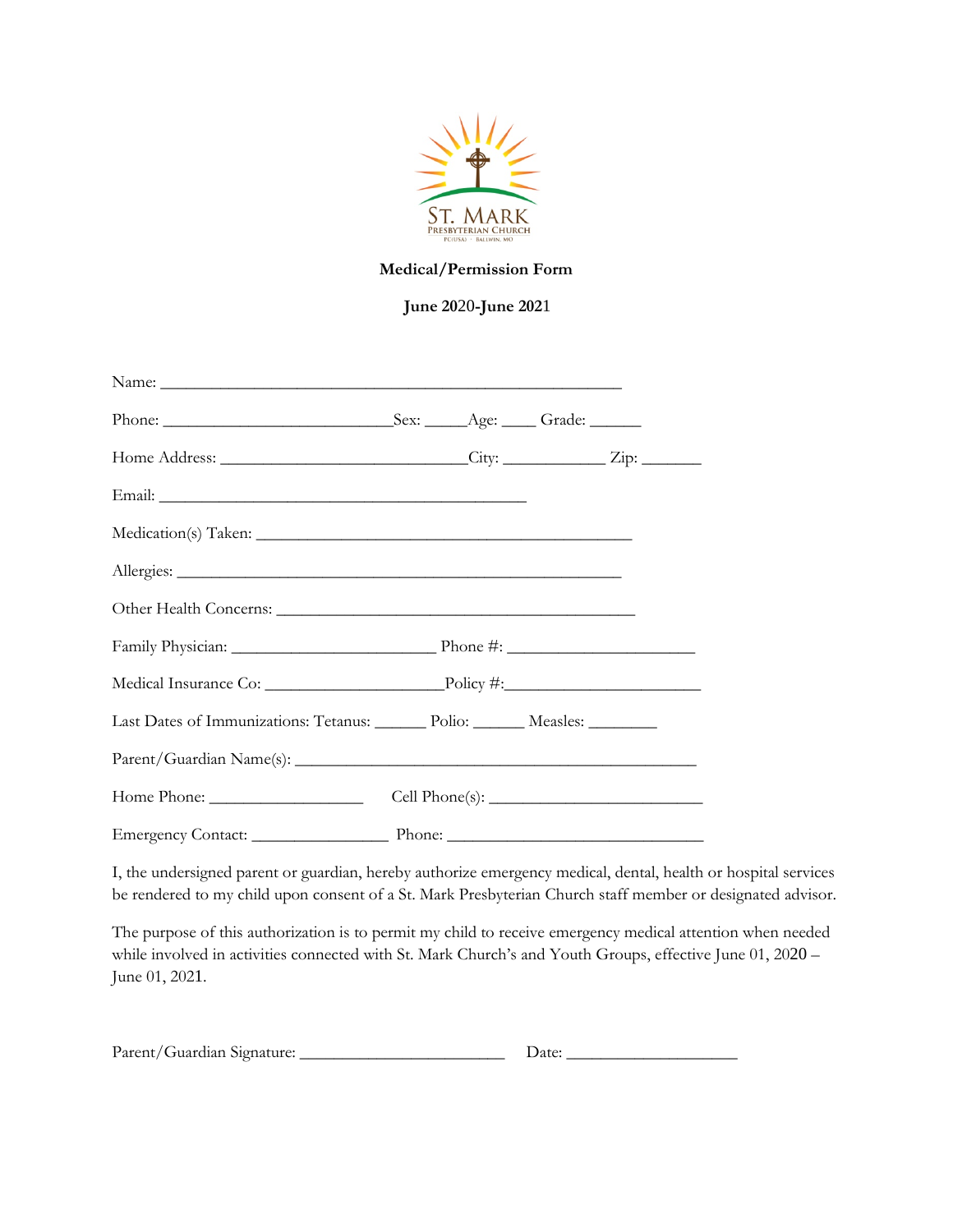ST. MARK
PRESBYTERIAN CHURCH
PC(USA) · BALLWIN, MO

**Medical/Permission Form**

**June 2020-June 2021**

Name: ___________________________________________________________

Phone: ______________________________Sex: _____Age: ____ Grade: ______

Home Address: ________________________________City: ____________ Zip: _______

Email: ________________________________________________

Medication(s) Taken: _________________________________________________

Allergies: __________________________________________________________

Other Health Concerns: _______________________________________________

Family Physician: ___________________________ Phone #: ________________________

Medical Insurance Co: ________________________Policy #:__________________________

Last Dates of Immunizations: Tetanus: _______ Polio: ______ Measles: ________

Parent/Guardian Name(s): _____________________________________________________

Home Phone: ____________________ Cell Phone(s): ____________________________

Emergency Contact: __________________ Phone: ___________________________________

I, the undersigned parent or guardian, hereby authorize emergency medical, dental, health or hospital services be rendered to my child upon consent of a St. Mark Presbyterian Church staff member or designated advisor.

The purpose of this authorization is to permit my child to receive emergency medical attention when needed while involved in activities connected with St. Mark Church's and Youth Groups, effective June 01, 2020 – June 01, 2021.

Parent/Guardian Signature: ___________________________ Date: ______________________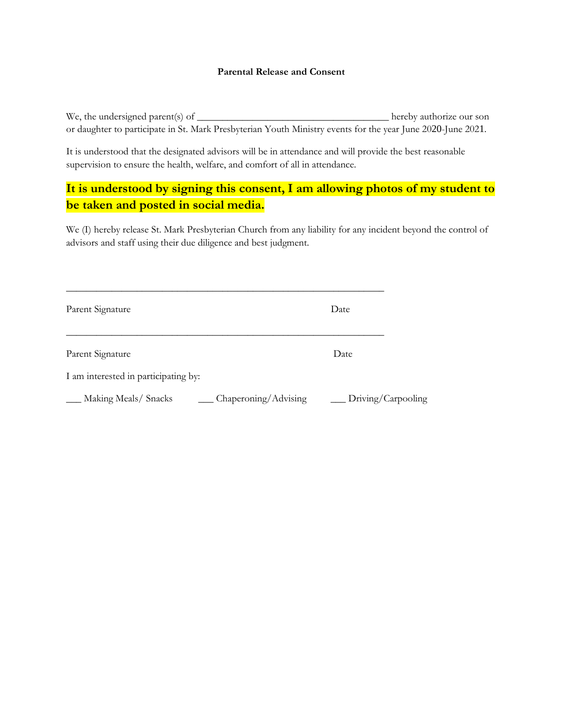**Parental Release and Consent**

We, the undersigned parent(s) of ______________________________________ hereby authorize our son or daughter to participate in St. Mark Presbyterian Youth Ministry events for the year June 2020-June 2021.

It is understood that the designated advisors will be in attendance and will provide the best reasonable supervision to ensure the health, welfare, and comfort of all in attendance.

**It is understood by signing this consent, I am allowing photos of my student to be taken and posted in social media.**

We (I) hereby release St. Mark Presbyterian Church from any liability for any incident beyond the control of advisors and staff using their due diligence and best judgment.

_______________________________________________________________

Parent Signature                                                                                    Date

_______________________________________________________________

Parent Signature                                                                                    Date

I am interested in participating by:

___ Making Meals/ Snacks          ___ Chaperoning/Advising          ___ Driving/Carpooling